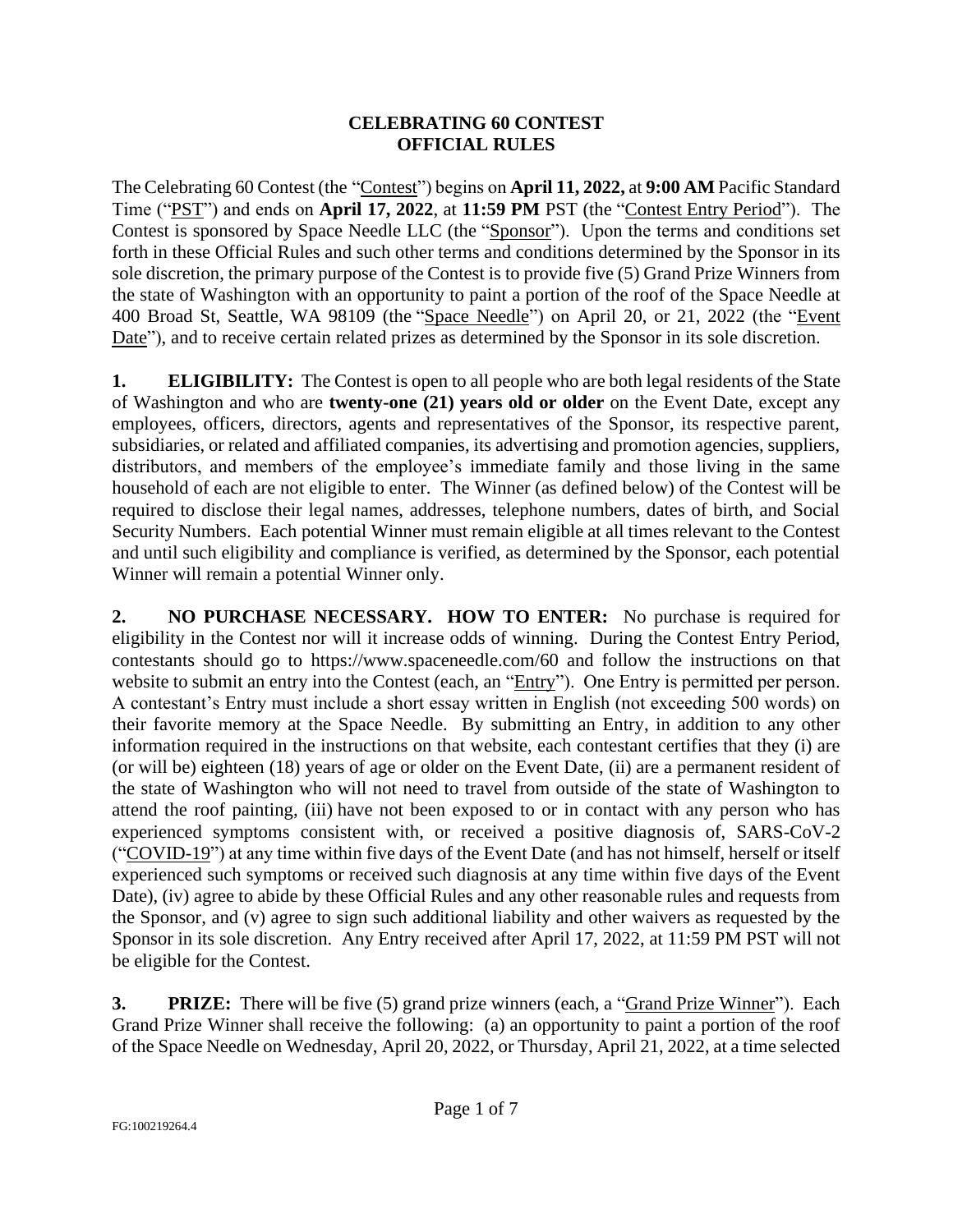# CELEBRATING 60 CONTEST
# OFFICIAL RULES

The Celebrating 60 Contest (the "Contest") begins on **April 11, 2022,** at **9:00 AM** Pacific Standard Time ("PST") and ends on **April 17, 2022**, at **11:59 PM** PST (the "Contest Entry Period"). The Contest is sponsored by Space Needle LLC (the "Sponsor"). Upon the terms and conditions set forth in these Official Rules and such other terms and conditions determined by the Sponsor in its sole discretion, the primary purpose of the Contest is to provide five (5) Grand Prize Winners from the state of Washington with an opportunity to paint a portion of the roof of the Space Needle at 400 Broad St, Seattle, WA 98109 (the "Space Needle") on April 20, or 21, 2022 (the "Event Date"), and to receive certain related prizes as determined by the Sponsor in its sole discretion.

**1. ELIGIBILITY:** The Contest is open to all people who are both legal residents of the State of Washington and who are **twenty-one (21) years old or older** on the Event Date, except any employees, officers, directors, agents and representatives of the Sponsor, its respective parent, subsidiaries, or related and affiliated companies, its advertising and promotion agencies, suppliers, distributors, and members of the employee's immediate family and those living in the same household of each are not eligible to enter. The Winner (as defined below) of the Contest will be required to disclose their legal names, addresses, telephone numbers, dates of birth, and Social Security Numbers. Each potential Winner must remain eligible at all times relevant to the Contest and until such eligibility and compliance is verified, as determined by the Sponsor, each potential Winner will remain a potential Winner only.

**2. NO PURCHASE NECESSARY. HOW TO ENTER:** No purchase is required for eligibility in the Contest nor will it increase odds of winning. During the Contest Entry Period, contestants should go to https://www.spaceneedle.com/60 and follow the instructions on that website to submit an entry into the Contest (each, an "Entry"). One Entry is permitted per person. A contestant's Entry must include a short essay written in English (not exceeding 500 words) on their favorite memory at the Space Needle. By submitting an Entry, in addition to any other information required in the instructions on that website, each contestant certifies that they (i) are (or will be) eighteen (18) years of age or older on the Event Date, (ii) are a permanent resident of the state of Washington who will not need to travel from outside of the state of Washington to attend the roof painting, (iii) have not been exposed to or in contact with any person who has experienced symptoms consistent with, or received a positive diagnosis of, SARS-CoV-2 ("COVID-19") at any time within five days of the Event Date (and has not himself, herself or itself experienced such symptoms or received such diagnosis at any time within five days of the Event Date), (iv) agree to abide by these Official Rules and any other reasonable rules and requests from the Sponsor, and (v) agree to sign such additional liability and other waivers as requested by the Sponsor in its sole discretion. Any Entry received after April 17, 2022, at 11:59 PM PST will not be eligible for the Contest.

**3. PRIZE:** There will be five (5) grand prize winners (each, a "Grand Prize Winner"). Each Grand Prize Winner shall receive the following: (a) an opportunity to paint a portion of the roof of the Space Needle on Wednesday, April 20, 2022, or Thursday, April 21, 2022, at a time selected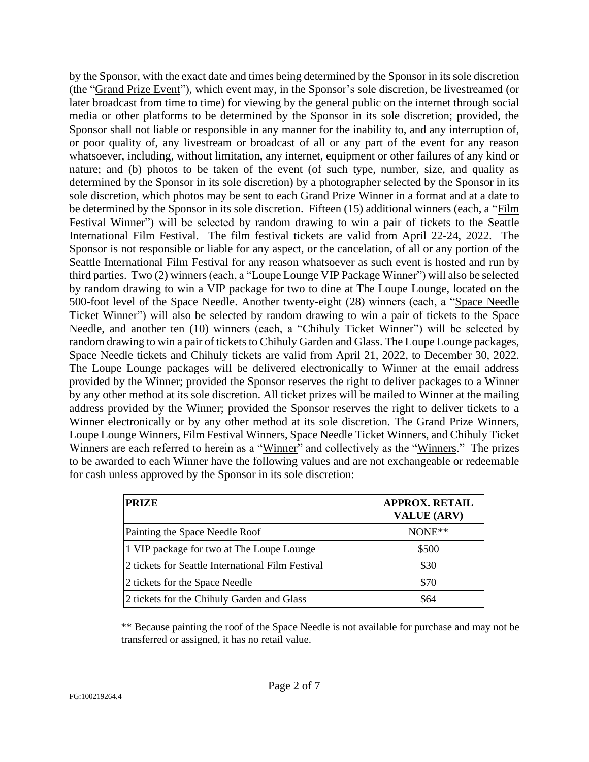by the Sponsor, with the exact date and times being determined by the Sponsor in its sole discretion (the "Grand Prize Event"), which event may, in the Sponsor's sole discretion, be livestreamed (or later broadcast from time to time) for viewing by the general public on the internet through social media or other platforms to be determined by the Sponsor in its sole discretion; provided, the Sponsor shall not liable or responsible in any manner for the inability to, and any interruption of, or poor quality of, any livestream or broadcast of all or any part of the event for any reason whatsoever, including, without limitation, any internet, equipment or other failures of any kind or nature; and (b) photos to be taken of the event (of such type, number, size, and quality as determined by the Sponsor in its sole discretion) by a photographer selected by the Sponsor in its sole discretion, which photos may be sent to each Grand Prize Winner in a format and at a date to be determined by the Sponsor in its sole discretion. Fifteen (15) additional winners (each, a "Film Festival Winner") will be selected by random drawing to win a pair of tickets to the Seattle International Film Festival. The film festival tickets are valid from April 22-24, 2022. The Sponsor is not responsible or liable for any aspect, or the cancelation, of all or any portion of the Seattle International Film Festival for any reason whatsoever as such event is hosted and run by third parties. Two (2) winners (each, a "Loupe Lounge VIP Package Winner") will also be selected by random drawing to win a VIP package for two to dine at The Loupe Lounge, located on the 500-foot level of the Space Needle. Another twenty-eight (28) winners (each, a "Space Needle Ticket Winner") will also be selected by random drawing to win a pair of tickets to the Space Needle, and another ten (10) winners (each, a "Chihuly Ticket Winner") will be selected by random drawing to win a pair of tickets to Chihuly Garden and Glass. The Loupe Lounge packages, Space Needle tickets and Chihuly tickets are valid from April 21, 2022, to December 30, 2022. The Loupe Lounge packages will be delivered electronically to Winner at the email address provided by the Winner; provided the Sponsor reserves the right to deliver packages to a Winner by any other method at its sole discretion. All ticket prizes will be mailed to Winner at the mailing address provided by the Winner; provided the Sponsor reserves the right to deliver tickets to a Winner electronically or by any other method at its sole discretion. The Grand Prize Winners, Loupe Lounge Winners, Film Festival Winners, Space Needle Ticket Winners, and Chihuly Ticket Winners are each referred to herein as a "Winner" and collectively as the "Winners." The prizes to be awarded to each Winner have the following values and are not exchangeable or redeemable for cash unless approved by the Sponsor in its sole discretion:

| PRIZE | APPROX. RETAIL VALUE (ARV) |
|---|---|
| Painting the Space Needle Roof | NONE** |
| 1 VIP package for two at The Loupe Lounge | $500 |
| 2 tickets for Seattle International Film Festival | $30 |
| 2 tickets for the Space Needle | $70 |
| 2 tickets for the Chihuly Garden and Glass | $64 |

** Because painting the roof of the Space Needle is not available for purchase and may not be transferred or assigned, it has no retail value.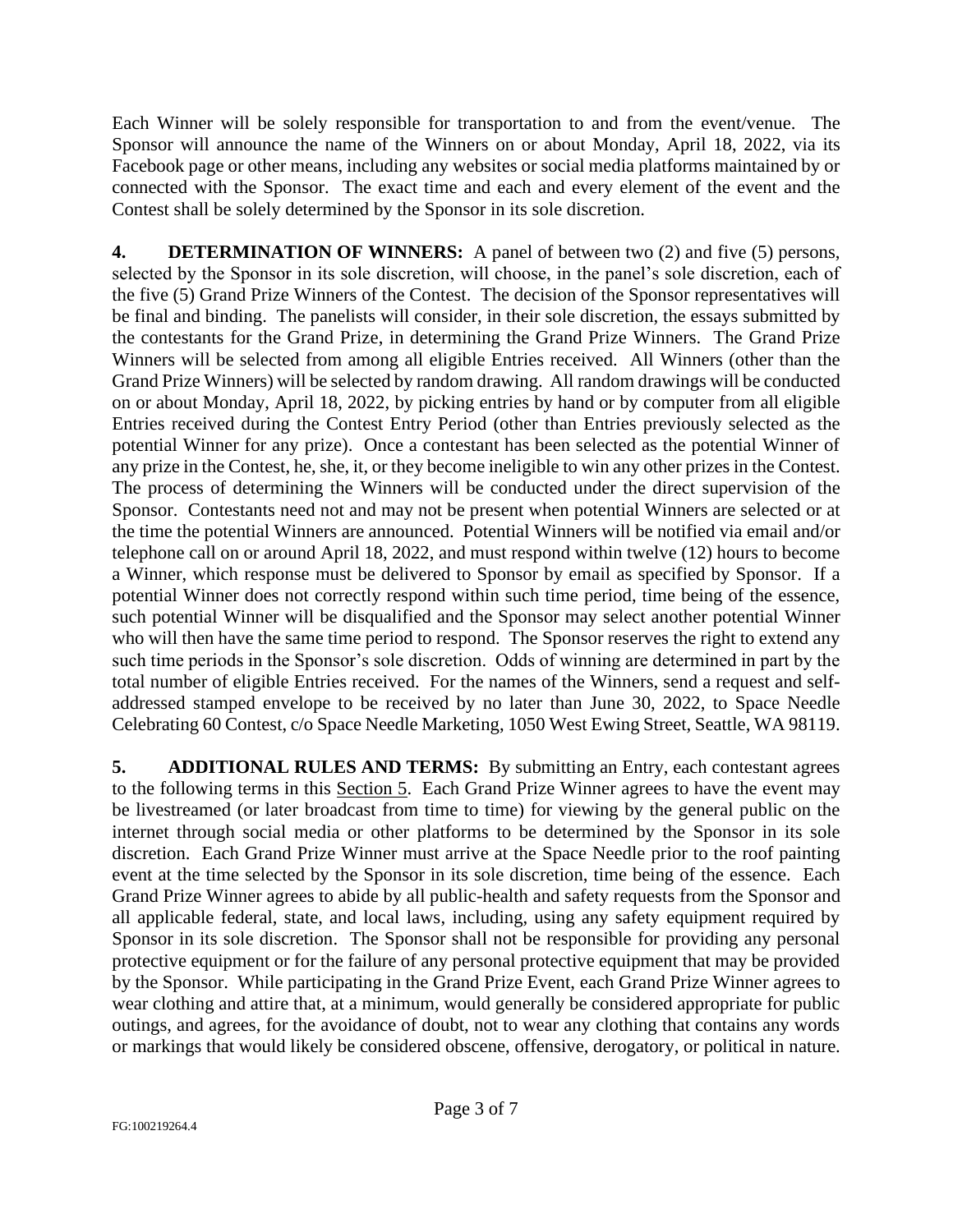Each Winner will be solely responsible for transportation to and from the event/venue. The Sponsor will announce the name of the Winners on or about Monday, April 18, 2022, via its Facebook page or other means, including any websites or social media platforms maintained by or connected with the Sponsor. The exact time and each and every element of the event and the Contest shall be solely determined by the Sponsor in its sole discretion.

**4. DETERMINATION OF WINNERS:** A panel of between two (2) and five (5) persons, selected by the Sponsor in its sole discretion, will choose, in the panel's sole discretion, each of the five (5) Grand Prize Winners of the Contest. The decision of the Sponsor representatives will be final and binding. The panelists will consider, in their sole discretion, the essays submitted by the contestants for the Grand Prize, in determining the Grand Prize Winners. The Grand Prize Winners will be selected from among all eligible Entries received. All Winners (other than the Grand Prize Winners) will be selected by random drawing. All random drawings will be conducted on or about Monday, April 18, 2022, by picking entries by hand or by computer from all eligible Entries received during the Contest Entry Period (other than Entries previously selected as the potential Winner for any prize). Once a contestant has been selected as the potential Winner of any prize in the Contest, he, she, it, or they become ineligible to win any other prizes in the Contest. The process of determining the Winners will be conducted under the direct supervision of the Sponsor. Contestants need not and may not be present when potential Winners are selected or at the time the potential Winners are announced. Potential Winners will be notified via email and/or telephone call on or around April 18, 2022, and must respond within twelve (12) hours to become a Winner, which response must be delivered to Sponsor by email as specified by Sponsor. If a potential Winner does not correctly respond within such time period, time being of the essence, such potential Winner will be disqualified and the Sponsor may select another potential Winner who will then have the same time period to respond. The Sponsor reserves the right to extend any such time periods in the Sponsor's sole discretion. Odds of winning are determined in part by the total number of eligible Entries received. For the names of the Winners, send a request and self-addressed stamped envelope to be received by no later than June 30, 2022, to Space Needle Celebrating 60 Contest, c/o Space Needle Marketing, 1050 West Ewing Street, Seattle, WA 98119.

**5. ADDITIONAL RULES AND TERMS:** By submitting an Entry, each contestant agrees to the following terms in this Section 5. Each Grand Prize Winner agrees to have the event may be livestreamed (or later broadcast from time to time) for viewing by the general public on the internet through social media or other platforms to be determined by the Sponsor in its sole discretion. Each Grand Prize Winner must arrive at the Space Needle prior to the roof painting event at the time selected by the Sponsor in its sole discretion, time being of the essence. Each Grand Prize Winner agrees to abide by all public-health and safety requests from the Sponsor and all applicable federal, state, and local laws, including, using any safety equipment required by Sponsor in its sole discretion. The Sponsor shall not be responsible for providing any personal protective equipment or for the failure of any personal protective equipment that may be provided by the Sponsor. While participating in the Grand Prize Event, each Grand Prize Winner agrees to wear clothing and attire that, at a minimum, would generally be considered appropriate for public outings, and agrees, for the avoidance of doubt, not to wear any clothing that contains any words or markings that would likely be considered obscene, offensive, derogatory, or political in nature.

FG:100219264.4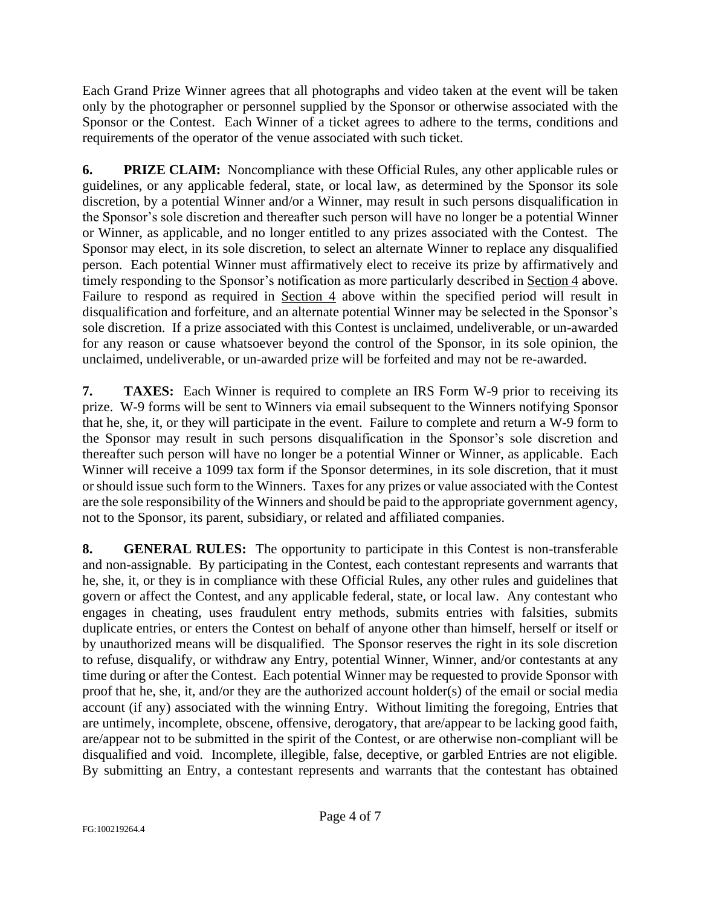Each Grand Prize Winner agrees that all photographs and video taken at the event will be taken only by the photographer or personnel supplied by the Sponsor or otherwise associated with the Sponsor or the Contest. Each Winner of a ticket agrees to adhere to the terms, conditions and requirements of the operator of the venue associated with such ticket.

**6. PRIZE CLAIM:** Noncompliance with these Official Rules, any other applicable rules or guidelines, or any applicable federal, state, or local law, as determined by the Sponsor its sole discretion, by a potential Winner and/or a Winner, may result in such persons disqualification in the Sponsor's sole discretion and thereafter such person will have no longer be a potential Winner or Winner, as applicable, and no longer entitled to any prizes associated with the Contest. The Sponsor may elect, in its sole discretion, to select an alternate Winner to replace any disqualified person. Each potential Winner must affirmatively elect to receive its prize by affirmatively and timely responding to the Sponsor's notification as more particularly described in Section 4 above. Failure to respond as required in Section 4 above within the specified period will result in disqualification and forfeiture, and an alternate potential Winner may be selected in the Sponsor's sole discretion. If a prize associated with this Contest is unclaimed, undeliverable, or un-awarded for any reason or cause whatsoever beyond the control of the Sponsor, in its sole opinion, the unclaimed, undeliverable, or un-awarded prize will be forfeited and may not be re-awarded.

**7. TAXES:** Each Winner is required to complete an IRS Form W-9 prior to receiving its prize. W-9 forms will be sent to Winners via email subsequent to the Winners notifying Sponsor that he, she, it, or they will participate in the event. Failure to complete and return a W-9 form to the Sponsor may result in such persons disqualification in the Sponsor's sole discretion and thereafter such person will have no longer be a potential Winner or Winner, as applicable. Each Winner will receive a 1099 tax form if the Sponsor determines, in its sole discretion, that it must or should issue such form to the Winners. Taxes for any prizes or value associated with the Contest are the sole responsibility of the Winners and should be paid to the appropriate government agency, not to the Sponsor, its parent, subsidiary, or related and affiliated companies.

**8. GENERAL RULES:** The opportunity to participate in this Contest is non-transferable and non-assignable. By participating in the Contest, each contestant represents and warrants that he, she, it, or they is in compliance with these Official Rules, any other rules and guidelines that govern or affect the Contest, and any applicable federal, state, or local law. Any contestant who engages in cheating, uses fraudulent entry methods, submits entries with falsities, submits duplicate entries, or enters the Contest on behalf of anyone other than himself, herself or itself or by unauthorized means will be disqualified. The Sponsor reserves the right in its sole discretion to refuse, disqualify, or withdraw any Entry, potential Winner, Winner, and/or contestants at any time during or after the Contest. Each potential Winner may be requested to provide Sponsor with proof that he, she, it, and/or they are the authorized account holder(s) of the email or social media account (if any) associated with the winning Entry. Without limiting the foregoing, Entries that are untimely, incomplete, obscene, offensive, derogatory, that are/appear to be lacking good faith, are/appear not to be submitted in the spirit of the Contest, or are otherwise non-compliant will be disqualified and void. Incomplete, illegible, false, deceptive, or garbled Entries are not eligible. By submitting an Entry, a contestant represents and warrants that the contestant has obtained

FG:100219264.4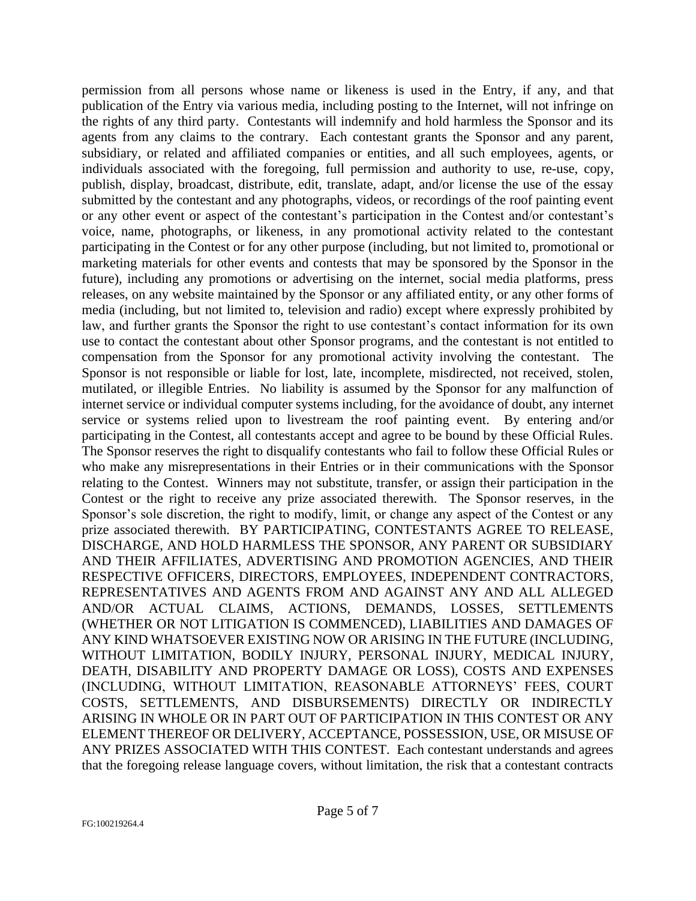permission from all persons whose name or likeness is used in the Entry, if any, and that publication of the Entry via various media, including posting to the Internet, will not infringe on the rights of any third party. Contestants will indemnify and hold harmless the Sponsor and its agents from any claims to the contrary. Each contestant grants the Sponsor and any parent, subsidiary, or related and affiliated companies or entities, and all such employees, agents, or individuals associated with the foregoing, full permission and authority to use, re-use, copy, publish, display, broadcast, distribute, edit, translate, adapt, and/or license the use of the essay submitted by the contestant and any photographs, videos, or recordings of the roof painting event or any other event or aspect of the contestant's participation in the Contest and/or contestant's voice, name, photographs, or likeness, in any promotional activity related to the contestant participating in the Contest or for any other purpose (including, but not limited to, promotional or marketing materials for other events and contests that may be sponsored by the Sponsor in the future), including any promotions or advertising on the internet, social media platforms, press releases, on any website maintained by the Sponsor or any affiliated entity, or any other forms of media (including, but not limited to, television and radio) except where expressly prohibited by law, and further grants the Sponsor the right to use contestant's contact information for its own use to contact the contestant about other Sponsor programs, and the contestant is not entitled to compensation from the Sponsor for any promotional activity involving the contestant. The Sponsor is not responsible or liable for lost, late, incomplete, misdirected, not received, stolen, mutilated, or illegible Entries. No liability is assumed by the Sponsor for any malfunction of internet service or individual computer systems including, for the avoidance of doubt, any internet service or systems relied upon to livestream the roof painting event. By entering and/or participating in the Contest, all contestants accept and agree to be bound by these Official Rules. The Sponsor reserves the right to disqualify contestants who fail to follow these Official Rules or who make any misrepresentations in their Entries or in their communications with the Sponsor relating to the Contest. Winners may not substitute, transfer, or assign their participation in the Contest or the right to receive any prize associated therewith. The Sponsor reserves, in the Sponsor's sole discretion, the right to modify, limit, or change any aspect of the Contest or any prize associated therewith. BY PARTICIPATING, CONTESTANTS AGREE TO RELEASE, DISCHARGE, AND HOLD HARMLESS THE SPONSOR, ANY PARENT OR SUBSIDIARY AND THEIR AFFILIATES, ADVERTISING AND PROMOTION AGENCIES, AND THEIR RESPECTIVE OFFICERS, DIRECTORS, EMPLOYEES, INDEPENDENT CONTRACTORS, REPRESENTATIVES AND AGENTS FROM AND AGAINST ANY AND ALL ALLEGED AND/OR ACTUAL CLAIMS, ACTIONS, DEMANDS, LOSSES, SETTLEMENTS (WHETHER OR NOT LITIGATION IS COMMENCED), LIABILITIES AND DAMAGES OF ANY KIND WHATSOEVER EXISTING NOW OR ARISING IN THE FUTURE (INCLUDING, WITHOUT LIMITATION, BODILY INJURY, PERSONAL INJURY, MEDICAL INJURY, DEATH, DISABILITY AND PROPERTY DAMAGE OR LOSS), COSTS AND EXPENSES (INCLUDING, WITHOUT LIMITATION, REASONABLE ATTORNEYS' FEES, COURT COSTS, SETTLEMENTS, AND DISBURSEMENTS) DIRECTLY OR INDIRECTLY ARISING IN WHOLE OR IN PART OUT OF PARTICIPATION IN THIS CONTEST OR ANY ELEMENT THEREOF OR DELIVERY, ACCEPTANCE, POSSESSION, USE, OR MISUSE OF ANY PRIZES ASSOCIATED WITH THIS CONTEST. Each contestant understands and agrees that the foregoing release language covers, without limitation, the risk that a contestant contracts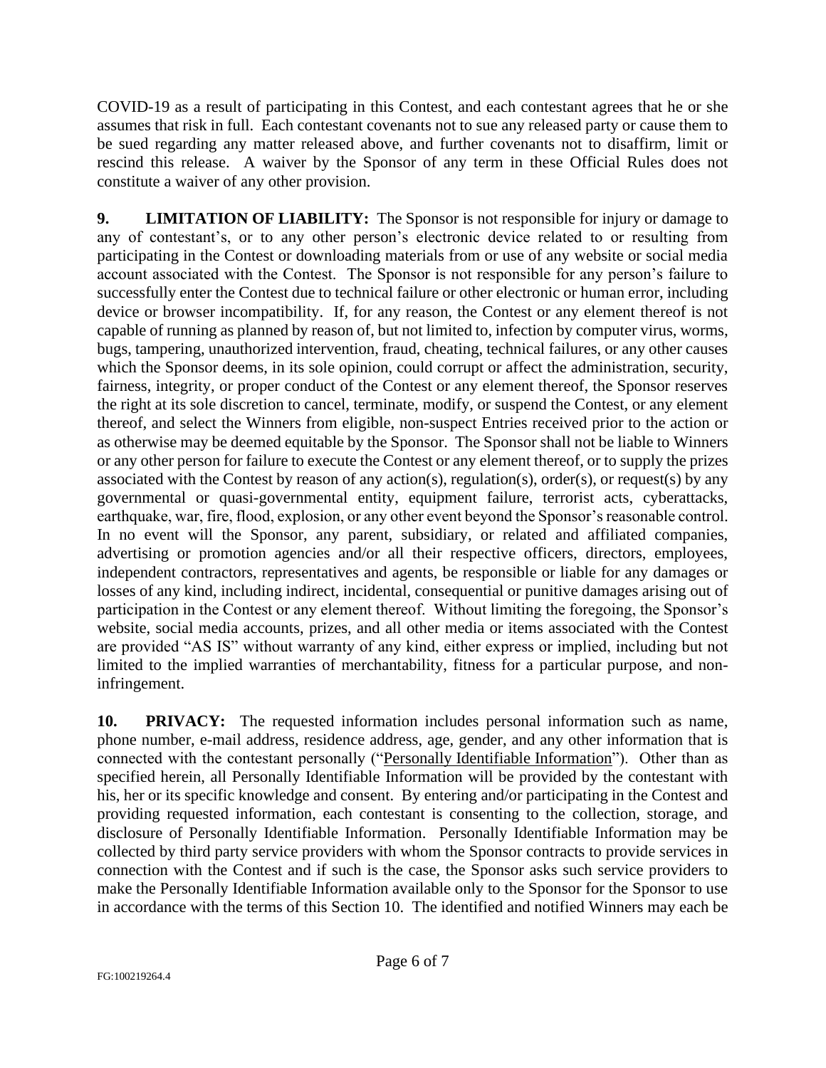COVID-19 as a result of participating in this Contest, and each contestant agrees that he or she assumes that risk in full. Each contestant covenants not to sue any released party or cause them to be sued regarding any matter released above, and further covenants not to disaffirm, limit or rescind this release. A waiver by the Sponsor of any term in these Official Rules does not constitute a waiver of any other provision.

**9. LIMITATION OF LIABILITY:** The Sponsor is not responsible for injury or damage to any of contestant's, or to any other person's electronic device related to or resulting from participating in the Contest or downloading materials from or use of any website or social media account associated with the Contest. The Sponsor is not responsible for any person's failure to successfully enter the Contest due to technical failure or other electronic or human error, including device or browser incompatibility. If, for any reason, the Contest or any element thereof is not capable of running as planned by reason of, but not limited to, infection by computer virus, worms, bugs, tampering, unauthorized intervention, fraud, cheating, technical failures, or any other causes which the Sponsor deems, in its sole opinion, could corrupt or affect the administration, security, fairness, integrity, or proper conduct of the Contest or any element thereof, the Sponsor reserves the right at its sole discretion to cancel, terminate, modify, or suspend the Contest, or any element thereof, and select the Winners from eligible, non-suspect Entries received prior to the action or as otherwise may be deemed equitable by the Sponsor. The Sponsor shall not be liable to Winners or any other person for failure to execute the Contest or any element thereof, or to supply the prizes associated with the Contest by reason of any action(s), regulation(s), order(s), or request(s) by any governmental or quasi-governmental entity, equipment failure, terrorist acts, cyberattacks, earthquake, war, fire, flood, explosion, or any other event beyond the Sponsor's reasonable control. In no event will the Sponsor, any parent, subsidiary, or related and affiliated companies, advertising or promotion agencies and/or all their respective officers, directors, employees, independent contractors, representatives and agents, be responsible or liable for any damages or losses of any kind, including indirect, incidental, consequential or punitive damages arising out of participation in the Contest or any element thereof. Without limiting the foregoing, the Sponsor's website, social media accounts, prizes, and all other media or items associated with the Contest are provided "AS IS" without warranty of any kind, either express or implied, including but not limited to the implied warranties of merchantability, fitness for a particular purpose, and non-infringement.

**10. PRIVACY:** The requested information includes personal information such as name, phone number, e-mail address, residence address, age, gender, and any other information that is connected with the contestant personally ("Personally Identifiable Information"). Other than as specified herein, all Personally Identifiable Information will be provided by the contestant with his, her or its specific knowledge and consent. By entering and/or participating in the Contest and providing requested information, each contestant is consenting to the collection, storage, and disclosure of Personally Identifiable Information. Personally Identifiable Information may be collected by third party service providers with whom the Sponsor contracts to provide services in connection with the Contest and if such is the case, the Sponsor asks such service providers to make the Personally Identifiable Information available only to the Sponsor for the Sponsor to use in accordance with the terms of this Section 10. The identified and notified Winners may each be

FG:100219264.4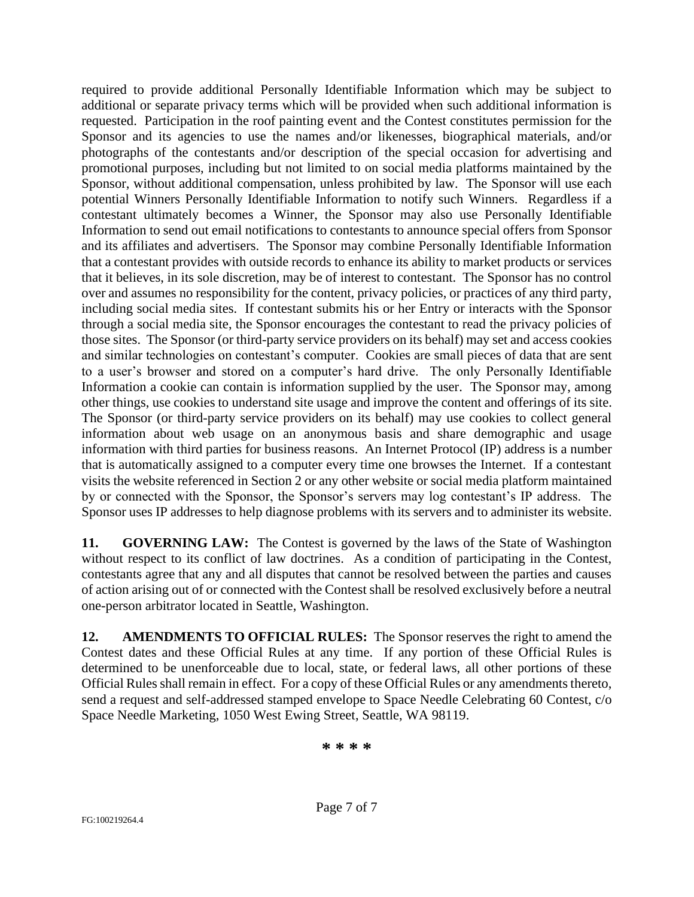required to provide additional Personally Identifiable Information which may be subject to additional or separate privacy terms which will be provided when such additional information is requested. Participation in the roof painting event and the Contest constitutes permission for the Sponsor and its agencies to use the names and/or likenesses, biographical materials, and/or photographs of the contestants and/or description of the special occasion for advertising and promotional purposes, including but not limited to on social media platforms maintained by the Sponsor, without additional compensation, unless prohibited by law. The Sponsor will use each potential Winners Personally Identifiable Information to notify such Winners. Regardless if a contestant ultimately becomes a Winner, the Sponsor may also use Personally Identifiable Information to send out email notifications to contestants to announce special offers from Sponsor and its affiliates and advertisers. The Sponsor may combine Personally Identifiable Information that a contestant provides with outside records to enhance its ability to market products or services that it believes, in its sole discretion, may be of interest to contestant. The Sponsor has no control over and assumes no responsibility for the content, privacy policies, or practices of any third party, including social media sites. If contestant submits his or her Entry or interacts with the Sponsor through a social media site, the Sponsor encourages the contestant to read the privacy policies of those sites. The Sponsor (or third-party service providers on its behalf) may set and access cookies and similar technologies on contestant's computer. Cookies are small pieces of data that are sent to a user's browser and stored on a computer's hard drive. The only Personally Identifiable Information a cookie can contain is information supplied by the user. The Sponsor may, among other things, use cookies to understand site usage and improve the content and offerings of its site. The Sponsor (or third-party service providers on its behalf) may use cookies to collect general information about web usage on an anonymous basis and share demographic and usage information with third parties for business reasons. An Internet Protocol (IP) address is a number that is automatically assigned to a computer every time one browses the Internet. If a contestant visits the website referenced in Section 2 or any other website or social media platform maintained by or connected with the Sponsor, the Sponsor's servers may log contestant's IP address. The Sponsor uses IP addresses to help diagnose problems with its servers and to administer its website.

**11. GOVERNING LAW:** The Contest is governed by the laws of the State of Washington without respect to its conflict of law doctrines. As a condition of participating in the Contest, contestants agree that any and all disputes that cannot be resolved between the parties and causes of action arising out of or connected with the Contest shall be resolved exclusively before a neutral one-person arbitrator located in Seattle, Washington.

**12. AMENDMENTS TO OFFICIAL RULES:** The Sponsor reserves the right to amend the Contest dates and these Official Rules at any time. If any portion of these Official Rules is determined to be unenforceable due to local, state, or federal laws, all other portions of these Official Rules shall remain in effect. For a copy of these Official Rules or any amendments thereto, send a request and self-addressed stamped envelope to Space Needle Celebrating 60 Contest, c/o Space Needle Marketing, 1050 West Ewing Street, Seattle, WA 98119.

\* \* \* \*

FG:100219264.4